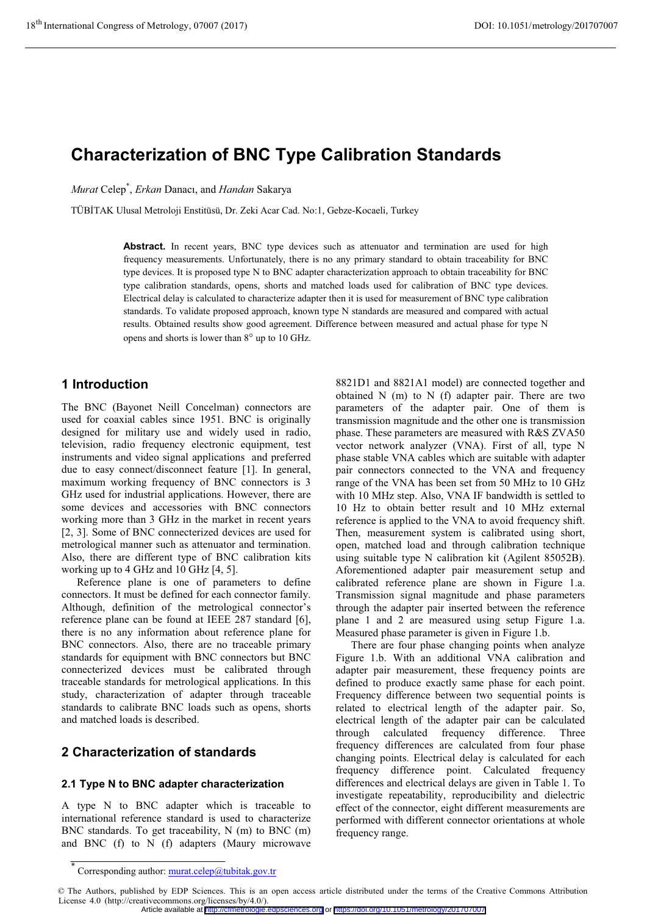# Characterization of BNC Type Calibration Standards

*Murat* Celep[*], *Erkan* Danacı, and *Handan* Sakarya

TÜBİTAK Ulusal Metroloji Enstitüsü, Dr. Zeki Acar Cad. No:1, Gebze-Kocaeli, Turkey

**Abstract.** In recent years, BNC type devices such as attenuator and termination are used for high frequency measurements. Unfortunately, there is no any primary standard to obtain traceability for BNC type devices. It is proposed type N to BNC adapter characterization approach to obtain traceability for BNC type calibration standards, opens, shorts and matched loads used for calibration of BNC type devices. Electrical delay is calculated to characterize adapter then it is used for measurement of BNC type calibration standards. To validate proposed approach, known type N standards are measured and compared with actual results. Obtained results show good agreement. Difference between measured and actual phase for type N opens and shorts is lower than 8° up to 10 GHz.

## 1 Introduction

The BNC (Bayonet Neill Concelman) connectors are used for coaxial cables since 1951. BNC is originally designed for military use and widely used in radio, television, radio frequency electronic equipment, test instruments and video signal applications and preferred due to easy connect/disconnect feature [1]. In general, maximum working frequency of BNC connectors is 3 GHz used for industrial applications. However, there are some devices and accessories with BNC connectors working more than 3 GHz in the market in recent years [2, 3]. Some of BNC connecterized devices are used for metrological manner such as attenuator and termination. Also, there are different type of BNC calibration kits working up to 4 GHz and 10 GHz [4, 5].

Reference plane is one of parameters to define connectors. It must be defined for each connector family. Although, definition of the metrological connector's reference plane can be found at IEEE 287 standard [6], there is no any information about reference plane for BNC connectors. Also, there are no traceable primary standards for equipment with BNC connectors but BNC connecterized devices must be calibrated through traceable standards for metrological applications. In this study, characterization of adapter through traceable standards to calibrate BNC loads such as opens, shorts and matched loads is described.

## 2 Characterization of standards

### 2.1 Type N to BNC adapter characterization

A type N to BNC adapter which is traceable to international reference standard is used to characterize BNC standards. To get traceability, N (m) to BNC (m) and BNC (f) to N (f) adapters (Maury microwave 8821D1 and 8821A1 model) are connected together and obtained N (m) to N (f) adapter pair. There are two parameters of the adapter pair. One of them is transmission magnitude and the other one is transmission phase. These parameters are measured with R&S ZVA50 vector network analyzer (VNA). First of all, type N phase stable VNA cables which are suitable with adapter pair connectors connected to the VNA and frequency range of the VNA has been set from 50 MHz to 10 GHz with 10 MHz step. Also, VNA IF bandwidth is settled to 10 Hz to obtain better result and 10 MHz external reference is applied to the VNA to avoid frequency shift. Then, measurement system is calibrated using short, open, matched load and through calibration technique using suitable type N calibration kit (Agilent 85052B). Aforementioned adapter pair measurement setup and calibrated reference plane are shown in Figure 1.a. Transmission signal magnitude and phase parameters through the adapter pair inserted between the reference plane 1 and 2 are measured using setup Figure 1.a. Measured phase parameter is given in Figure 1.b.

There are four phase changing points when analyze Figure 1.b. With an additional VNA calibration and adapter pair measurement, these frequency points are defined to produce exactly same phase for each point. Frequency difference between two sequential points is related to electrical length of the adapter pair. So, electrical length of the adapter pair can be calculated through calculated frequency difference. Three frequency differences are calculated from four phase changing points. Electrical delay is calculated for each frequency difference point. Calculated frequency differences and electrical delays are given in Table 1. To investigate repeatability, reproducibility and dielectric effect of the connector, eight different measurements are performed with different connector orientations at whole frequency range.

[*] Corresponding author: murat.celep@tubitak.gov.tr

© The Authors, published by EDP Sciences. This is an open access article distributed under the terms of the Creative Commons Attribution License 4.0 (http://creativecommons.org/licenses/by/4.0/).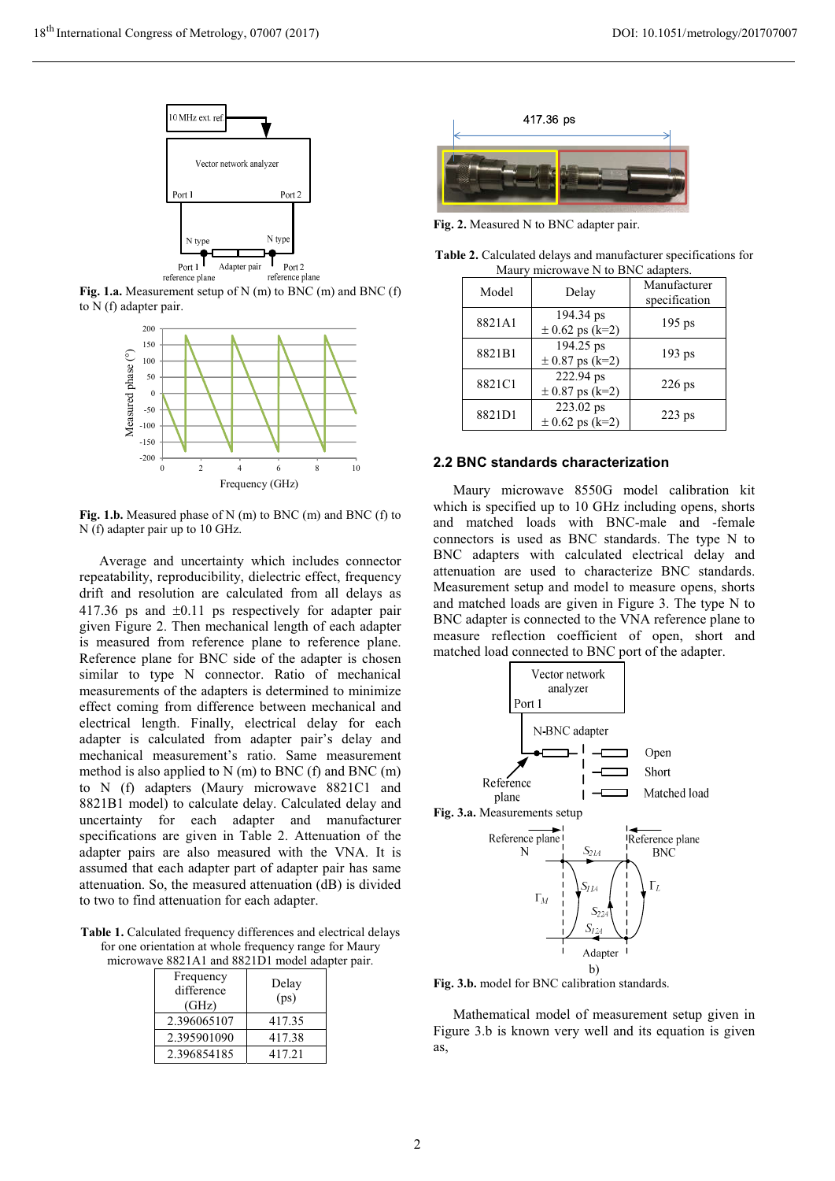Fig. 1.a. Measurement setup of N (m) to BNC (m) and BNC (f) to N (f) adapter pair.

Fig. 1.b. Measured phase of N (m) to BNC (m) and BNC (f) to N (f) adapter pair up to 10 GHz.

Average and uncertainty which includes connector repeatability, reproducibility, dielectric effect, frequency drift and resolution are calculated from all delays as 417.36 ps and ±0.11 ps respectively for adapter pair given Figure 2. Then mechanical length of each adapter is measured from reference plane to reference plane. Reference plane for BNC side of the adapter is chosen similar to type N connector. Ratio of mechanical measurements of the adapters is determined to minimize effect coming from difference between mechanical and electrical length. Finally, electrical delay for each adapter is calculated from adapter pair's delay and mechanical measurement's ratio. Same measurement method is also applied to N (m) to BNC (f) and BNC (m) to N (f) adapters (Maury microwave 8821C1 and 8821B1 model) to calculate delay. Calculated delay and uncertainty for each adapter and manufacturer specifications are given in Table 2. Attenuation of the adapter pairs are also measured with the VNA. It is assumed that each adapter part of adapter pair has same attenuation. So, the measured attenuation (dB) is divided to two to find attenuation for each adapter.

Table 1. Calculated frequency differences and electrical delays for one orientation at whole frequency range for Maury microwave 8821A1 and 8821D1 model adapter pair.

| Frequency difference (GHz) | Delay (ps) |
|---|---|
| 2.396065107 | 417.35 |
| 2.395901090 | 417.38 |
| 2.396854185 | 417.21 |

Fig. 2. Measured N to BNC adapter pair.

Table 2. Calculated delays and manufacturer specifications for Maury microwave N to BNC adapters.

| Model | Delay | Manufacturer specification |
|---|---|---|
| 8821A1 | 194.34 ps ± 0.62 ps (k=2) | 195 ps |
| 8821B1 | 194.25 ps ± 0.87 ps (k=2) | 193 ps |
| 8821C1 | 222.94 ps ± 0.87 ps (k=2) | 226 ps |
| 8821D1 | 223.02 ps ± 0.62 ps (k=2) | 223 ps |

## 2.2 BNC standards characterization

Maury microwave 8550G model calibration kit which is specified up to 10 GHz including opens, shorts and matched loads with BNC-male and -female connectors is used as BNC standards. The type N to BNC adapters with calculated electrical delay and attenuation are used to characterize BNC standards. Measurement setup and model to measure opens, shorts and matched loads are given in Figure 3. The type N to BNC adapter is connected to the VNA reference plane to measure reflection coefficient of open, short and matched load connected to BNC port of the adapter.

Fig. 3.a. Measurements setup

Fig. 3.b. model for BNC calibration standards.

Mathematical model of measurement setup given in Figure 3.b is known very well and its equation is given as,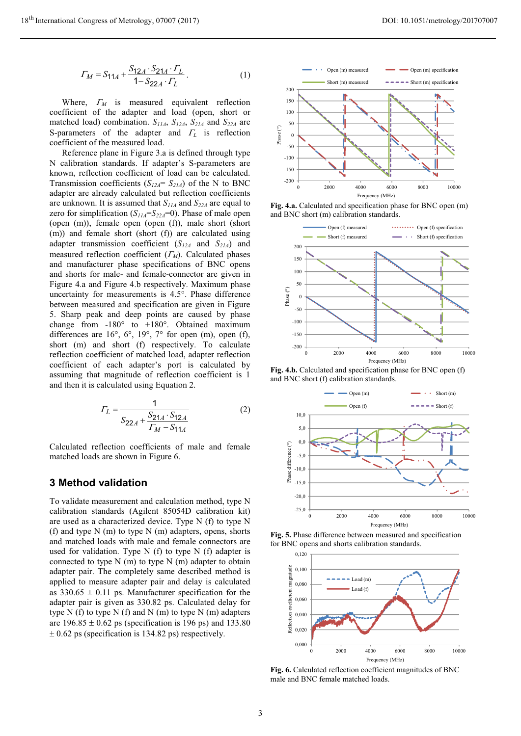$$\Gamma_M = S_{11A} + \frac{S_{12A} \cdot S_{21A} \cdot \Gamma_L}{1 - S_{22A} \cdot \Gamma_L}. \quad (1)$$

Where, $\Gamma_M$ is measured equivalent reflection coefficient of the adapter and load (open, short or matched load) combination. $S_{11A}$, $S_{12A}$, $S_{21A}$ and $S_{22A}$ are S-parameters of the adapter and $\Gamma_L$ is reflection coefficient of the measured load.

Reference plane in Figure 3.a is defined through type N calibration standards. If adapter's S-parameters are known, reflection coefficient of load can be calculated. Transmission coefficients ($S_{12A}$= $S_{21A}$) of the N to BNC adapter are already calculated but reflection coefficients are unknown. It is assumed that $S_{11A}$ and $S_{22A}$ are equal to zero for simplification ($S_{11A}$=$S_{22A}$=0). Phase of male open (open (m)), female open (open (f)), male short (short (m)) and female short (short (f)) are calculated using adapter transmission coefficient ($S_{12A}$ and $S_{21A}$) and measured reflection coefficient ($\Gamma_M$). Calculated phases and manufacturer phase specifications of BNC opens and shorts for male- and female-connector are given in Figure 4.a and Figure 4.b respectively. Maximum phase uncertainty for measurements is 4.5°. Phase difference between measured and specification are given in Figure 5. Sharp peak and deep points are caused by phase change from -180° to +180°. Obtained maximum differences are 16°, 6°, 19°, 7° for open (m), open (f), short (m) and short (f) respectively. To calculate reflection coefficient of matched load, adapter reflection coefficient of each adapter's port is calculated by assuming that magnitude of reflection coefficient is 1 and then it is calculated using Equation 2.

$$\Gamma_L = \frac{1}{S_{22A} + \dfrac{S_{21A} \cdot S_{12A}}{\Gamma_M - S_{11A}}} \quad (2)$$

Calculated reflection coefficients of male and female matched loads are shown in Figure 6.

## 3 Method validation

To validate measurement and calculation method, type N calibration standards (Agilent 85054D calibration kit) are used as a characterized device. Type N (f) to type N (f) and type N (m) to type N (m) adapters, opens, shorts and matched loads with male and female connectors are used for validation. Type N (f) to type N (f) adapter is connected to type N (m) to type N (m) adapter to obtain adapter pair. The completely same described method is applied to measure adapter pair and delay is calculated as 330.65 ± 0.11 ps. Manufacturer specification for the adapter pair is given as 330.82 ps. Calculated delay for type N (f) to type N (f) and N (m) to type N (m) adapters are 196.85 ± 0.62 ps (specification is 196 ps) and 133.80 ± 0.62 ps (specification is 134.82 ps) respectively.

**Fig. 4.a.** Calculated and specification phase for BNC open (m) and BNC short (m) calibration standards.

**Fig. 4.b.** Calculated and specification phase for BNC open (f) and BNC short (f) calibration standards.

**Fig. 5.** Phase difference between measured and specification for BNC opens and shorts calibration standards.

**Fig. 6.** Calculated reflection coefficient magnitudes of BNC male and BNC female matched loads.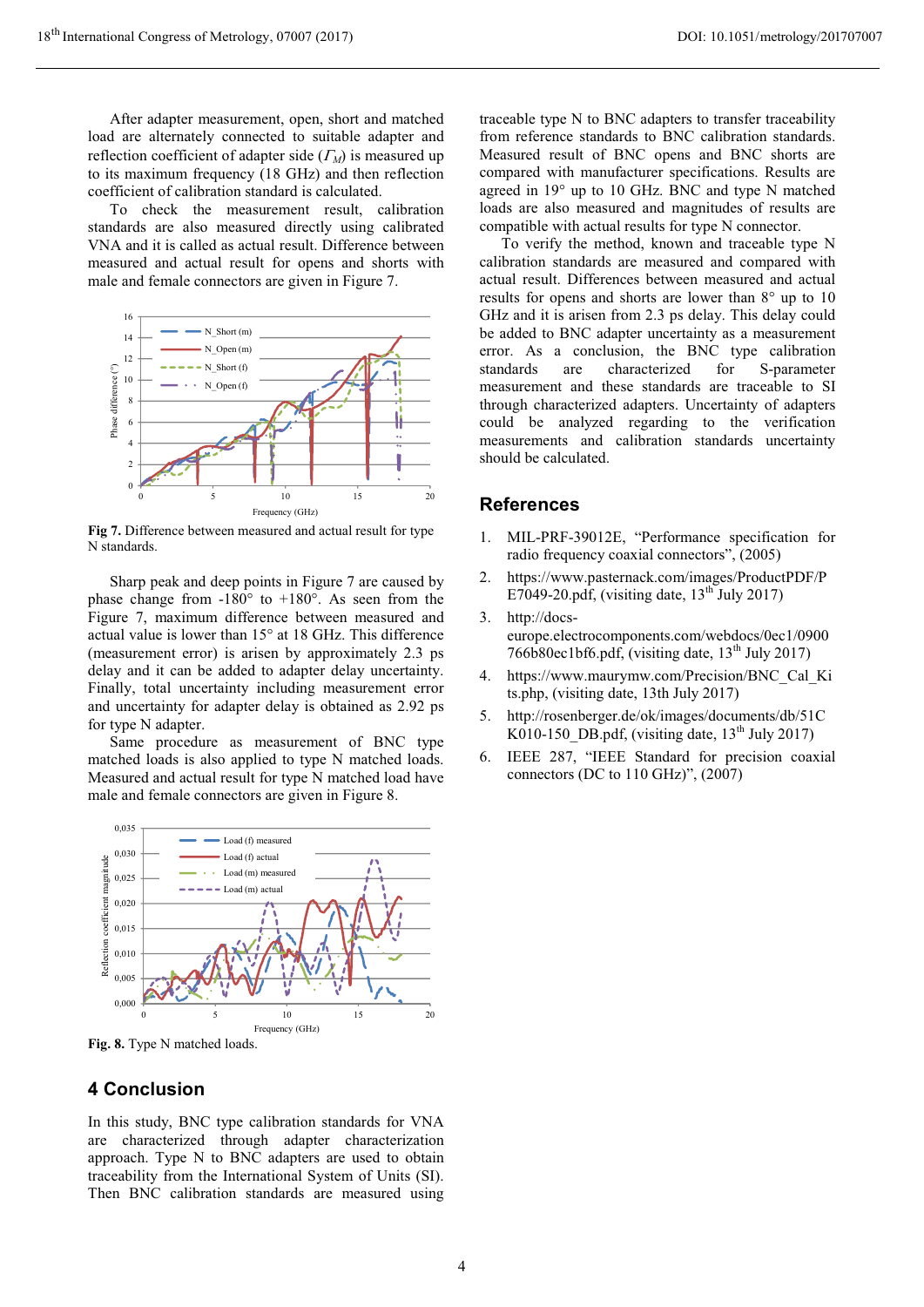After adapter measurement, open, short and matched load are alternately connected to suitable adapter and reflection coefficient of adapter side ($\Gamma_M$) is measured up to its maximum frequency (18 GHz) and then reflection coefficient of calibration standard is calculated.

To check the measurement result, calibration standards are also measured directly using calibrated VNA and it is called as actual result. Difference between measured and actual result for opens and shorts with male and female connectors are given in Figure 7.

16
14
12
10
8
6
4
2
0
Phase difference (°)
0
5
10
15
20
Frequency (GHz)
N_Short (m)
N_Open (m)
N_Short (f)
N_Open (f)

**Fig 7.** Difference between measured and actual result for type N standards.

Sharp peak and deep points in Figure 7 are caused by phase change from -180° to +180°. As seen from the Figure 7, maximum difference between measured and actual value is lower than 15° at 18 GHz. This difference (measurement error) is arisen by approximately 2.3 ps delay and it can be added to adapter delay uncertainty. Finally, total uncertainty including measurement error and uncertainty for adapter delay is obtained as 2.92 ps for type N adapter.

Same procedure as measurement of BNC type matched loads is also applied to type N matched loads. Measured and actual result for type N matched load have male and female connectors are given in Figure 8.

0,035
0,030
0,025
0,020
0,015
0,010
0,005
0,000
Reflection coefficient magnitude
0
5
10
15
20
Frequency (GHz)
Load (f) measured
Load (f) actual
Load (m) measured
Load (m) actual

**Fig. 8.** Type N matched loads.

## 4 Conclusion

In this study, BNC type calibration standards for VNA are characterized through adapter characterization approach. Type N to BNC adapters are used to obtain traceability from the International System of Units (SI). Then BNC calibration standards are measured using traceable type N to BNC adapters to transfer traceability from reference standards to BNC calibration standards. Measured result of BNC opens and BNC shorts are compared with manufacturer specifications. Results are agreed in 19° up to 10 GHz. BNC and type N matched loads are also measured and magnitudes of results are compatible with actual results for type N connector.

To verify the method, known and traceable type N calibration standards are measured and compared with actual result. Differences between measured and actual results for opens and shorts are lower than 8° up to 10 GHz and it is arisen from 2.3 ps delay. This delay could be added to BNC adapter uncertainty as a measurement error. As a conclusion, the BNC type calibration standards are characterized for S-parameter measurement and these standards are traceable to SI through characterized adapters. Uncertainty of adapters could be analyzed regarding to the verification measurements and calibration standards uncertainty should be calculated.

## References

1. MIL-PRF-39012E, "Performance specification for radio frequency coaxial connectors", (2005)
2. https://www.pasternack.com/images/ProductPDF/PE7049-20.pdf, (visiting date, 13th July 2017)
3. http://docs-europe.electrocomponents.com/webdocs/0ec1/0900766b80ec1bf6.pdf, (visiting date, 13th July 2017)
4. https://www.maurymw.com/Precision/BNC_Cal_Kits.php, (visiting date, 13th July 2017)
5. http://rosenberger.de/ok/images/documents/db/51CK010-150_DB.pdf, (visiting date, 13th July 2017)
6. IEEE 287, "IEEE Standard for precision coaxial connectors (DC to 110 GHz)", (2007)